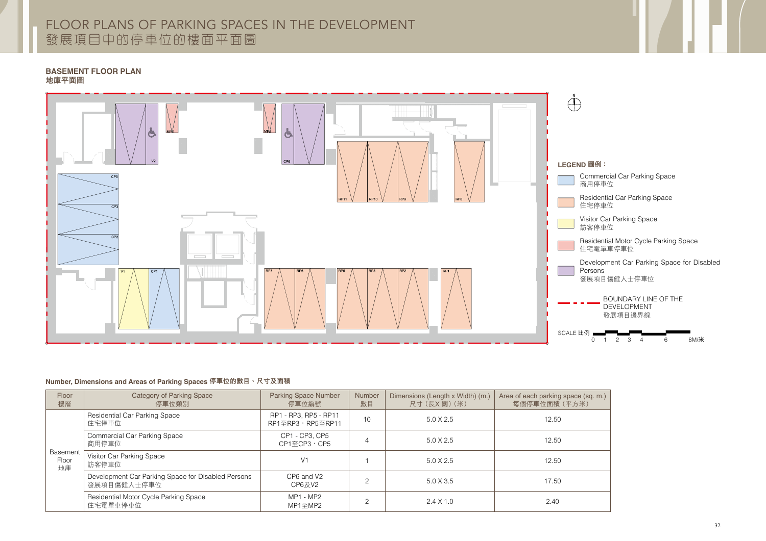# FLOOR PLANS OF PARKING SPACES IN THE DEVELOPMENT
# 發展項目中的停車位的樓面平面圖

## BASEMENT FLOOR PLAN
## 地庫平面圖

LEGEND 圖例：

- Commercial Car Parking Space 商用停車位
- Residential Car Parking Space 住宅停車位
- Visitor Car Parking Space 訪客停車位
- Residential Motor Cycle Parking Space 住宅電單車停車位
- Development Car Parking Space for Disabled Persons 發展項目傷健人士停車位
- BOUNDARY LINE OF THE DEVELOPMENT 發展項目邊界線

SCALE 比例 0 1 2 3 4 6 8M/米

**Number, Dimensions and Areas of Parking Spaces 停車位的數目、尺寸及面積**

| Floor 樓層 | Category of Parking Space 停車位類別 | Parking Space Number 停車位編號 | Number 數目 | Dimensions (Length x Width) (m.) 尺寸（長X 闊）（米） | Area of each parking space (sq. m.) 每個停車位面積（平方米） |
|---|---|---|---|---|---|
| Basement Floor 地庫 | Residential Car Parking Space 住宅停車位 | RP1 - RP3, RP5 - RP11 RP1至RP3，RP5至RP11 | 10 | 5.0 X 2.5 | 12.50 |
| | Commercial Car Parking Space 商用停車位 | CP1 - CP3, CP5 CP1至CP3，CP5 | 4 | 5.0 X 2.5 | 12.50 |
| | Visitor Car Parking Space 訪客停車位 | V1 | 1 | 5.0 X 2.5 | 12.50 |
| | Development Car Parking Space for Disabled Persons 發展項目傷健人士停車位 | CP6 and V2 CP6及V2 | 2 | 5.0 X 3.5 | 17.50 |
| | Residential Motor Cycle Parking Space 住宅電單車停車位 | MP1 - MP2 MP1至MP2 | 2 | 2.4 X 1.0 | 2.40 |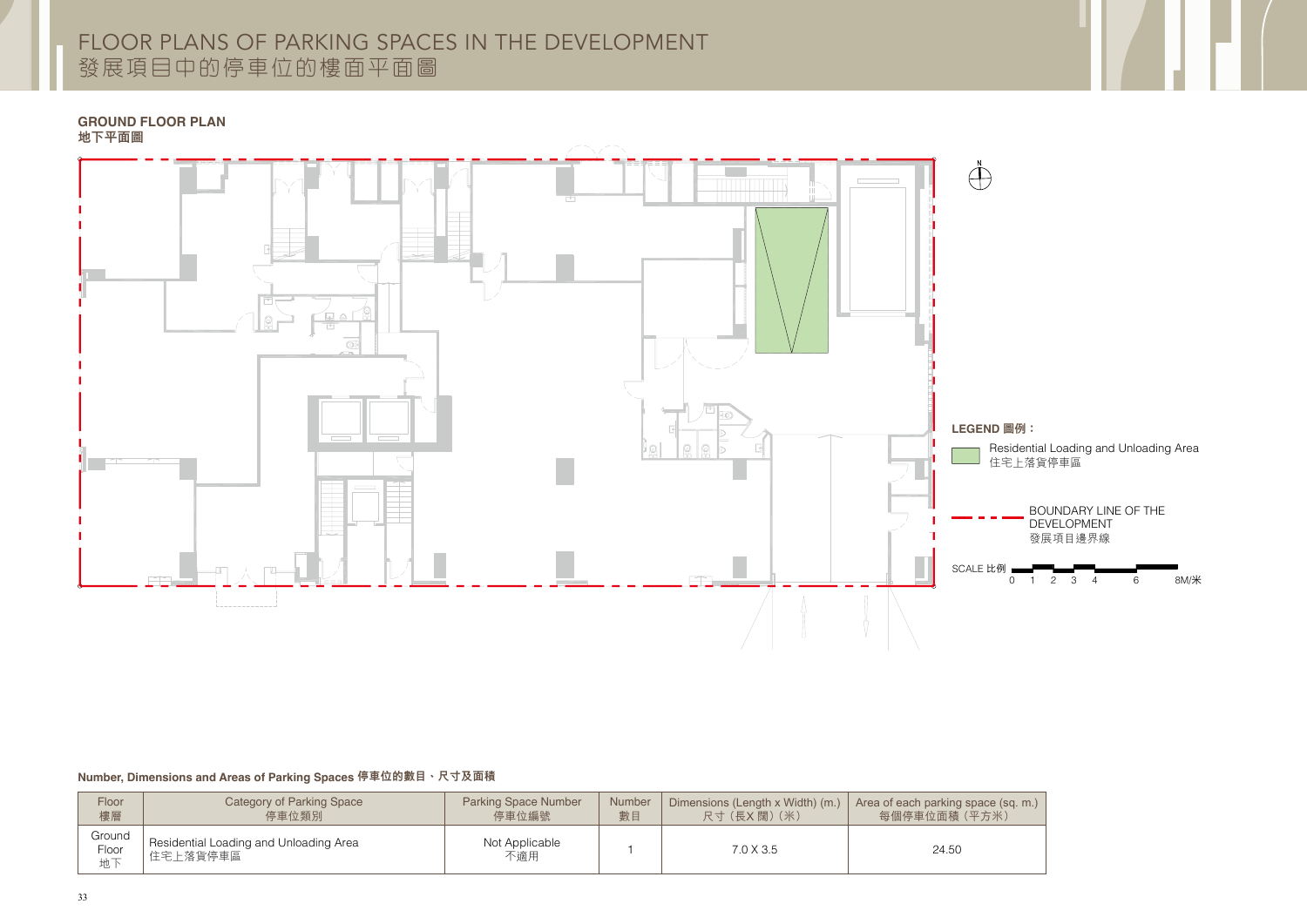# FLOOR PLANS OF PARKING SPACES IN THE DEVELOPMENT
# 發展項目中的停車位的樓面平面圖

## GROUND FLOOR PLAN
## 地下平面圖

N

LEGEND 圖例：

Residential Loading and Unloading Area
住宅上落貨停車區

BOUNDARY LINE OF THE DEVELOPMENT
發展項目邊界線

SCALE 比例
0 1 2 3 4 6 8M/米

**Number, Dimensions and Areas of Parking Spaces 停車位的數目、尺寸及面積**

| Floor 樓層 | Category of Parking Space 停車位類別 | Parking Space Number 停車位編號 | Number 數目 | Dimensions (Length x Width) (m.) 尺寸（長X 闊）（米） | Area of each parking space (sq. m.) 每個停車位面積（平方米） |
|---|---|---|---|---|---|
| Ground Floor 地下 | Residential Loading and Unloading Area 住宅上落貨停車區 | Not Applicable 不適用 | 1 | 7.0 X 3.5 | 24.50 |